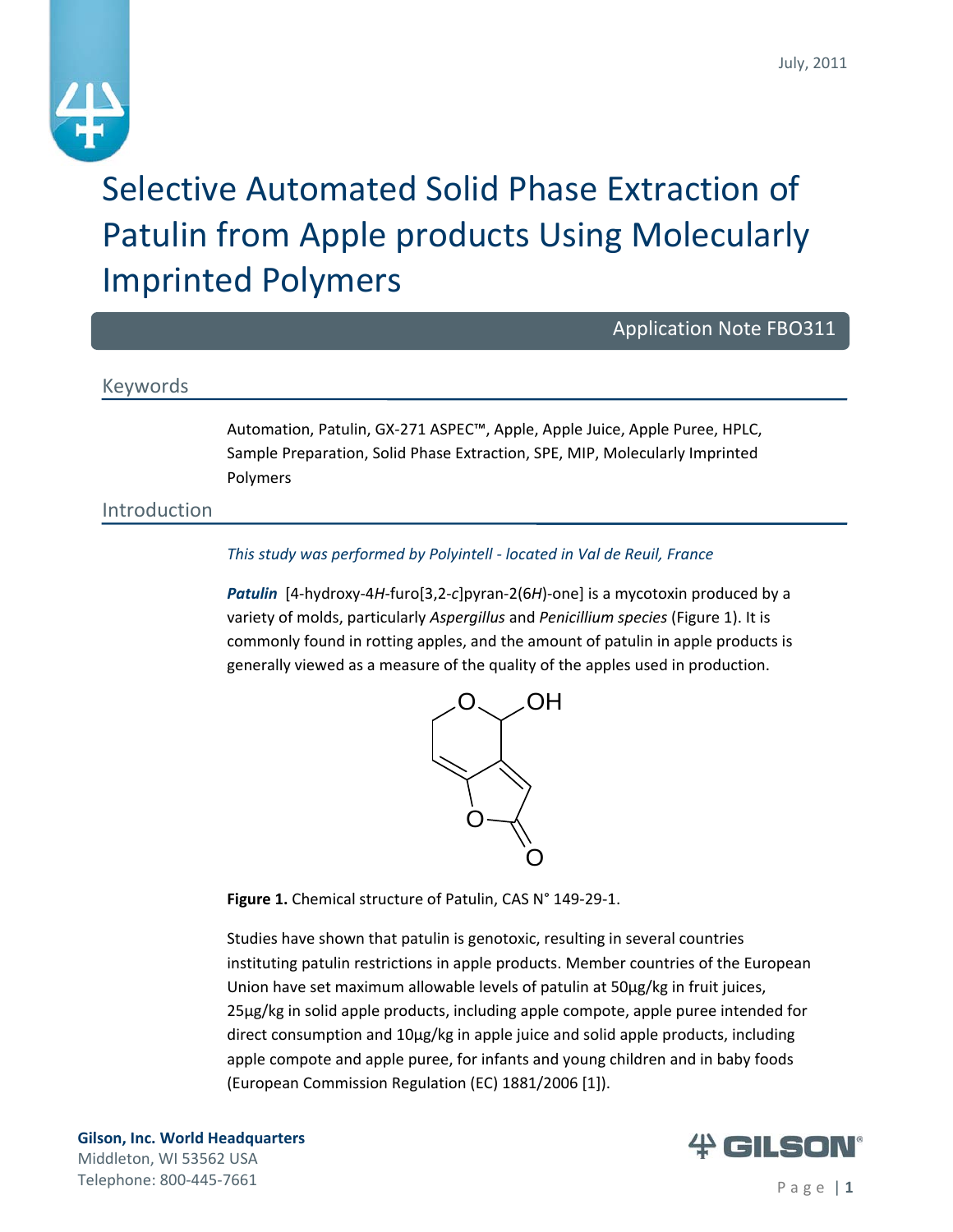# Selective Automated Solid Phase Extraction of Patulin from Apple products Using Molecularly Imprinted Polymers

Application Note FBO311

## Keywords

Automation, Patulin, GX-271 ASPEC™, Apple, Apple Juice, Apple Puree, HPLC, Sample Preparation, Solid Phase Extraction, SPE, MIP, Molecularly Imprinted Polymers

## Introduction

*This study was performed by Polyintell - located in Val de Reuil, France*

***Patulin*** [4-hydroxy-4*H*-furo[3,2-*c*]pyran-2(6*H*)-one] is a mycotoxin produced by a variety of molds, particularly *Aspergillus* and *Penicillium species* (Figure 1). It is commonly found in rotting apples, and the amount of patulin in apple products is generally viewed as a measure of the quality of the apples used in production.

**Figure 1.** Chemical structure of Patulin, CAS N° 149-29-1.

Studies have shown that patulin is genotoxic, resulting in several countries instituting patulin restrictions in apple products. Member countries of the European Union have set maximum allowable levels of patulin at 50µg/kg in fruit juices, 25µg/kg in solid apple products, including apple compote, apple puree intended for direct consumption and 10µg/kg in apple juice and solid apple products, including apple compote and apple puree, for infants and young children and in baby foods (European Commission Regulation (EC) 1881/2006 [1]).

**Gilson, Inc. World Headquarters**
Middleton, WI 53562 USA
Telephone: 800-445-7661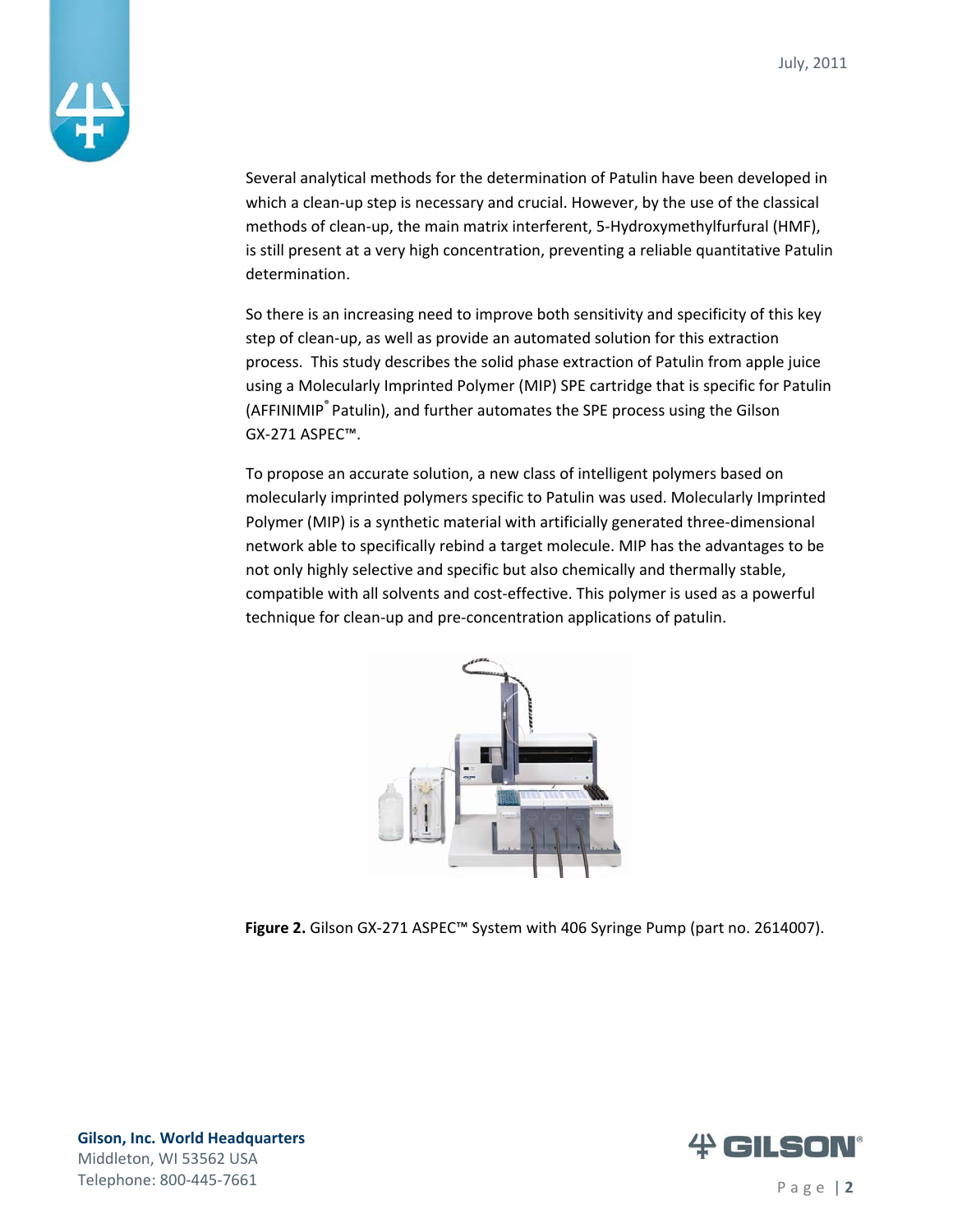Several analytical methods for the determination of Patulin have been developed in which a clean-up step is necessary and crucial. However, by the use of the classical methods of clean-up, the main matrix interferent, 5-Hydroxymethylfurfural (HMF), is still present at a very high concentration, preventing a reliable quantitative Patulin determination.

So there is an increasing need to improve both sensitivity and specificity of this key step of clean-up, as well as provide an automated solution for this extraction process. This study describes the solid phase extraction of Patulin from apple juice using a Molecularly Imprinted Polymer (MIP) SPE cartridge that is specific for Patulin (AFFINIMIP® Patulin), and further automates the SPE process using the Gilson GX-271 ASPEC™.

To propose an accurate solution, a new class of intelligent polymers based on molecularly imprinted polymers specific to Patulin was used. Molecularly Imprinted Polymer (MIP) is a synthetic material with artificially generated three-dimensional network able to specifically rebind a target molecule. MIP has the advantages to be not only highly selective and specific but also chemically and thermally stable, compatible with all solvents and cost-effective. This polymer is used as a powerful technique for clean-up and pre-concentration applications of patulin.

**Figure 2.** Gilson GX-271 ASPEC™ System with 406 Syringe Pump (part no. 2614007).

**Gilson, Inc. World Headquarters**
Middleton, WI 53562 USA
Telephone: 800-445-7661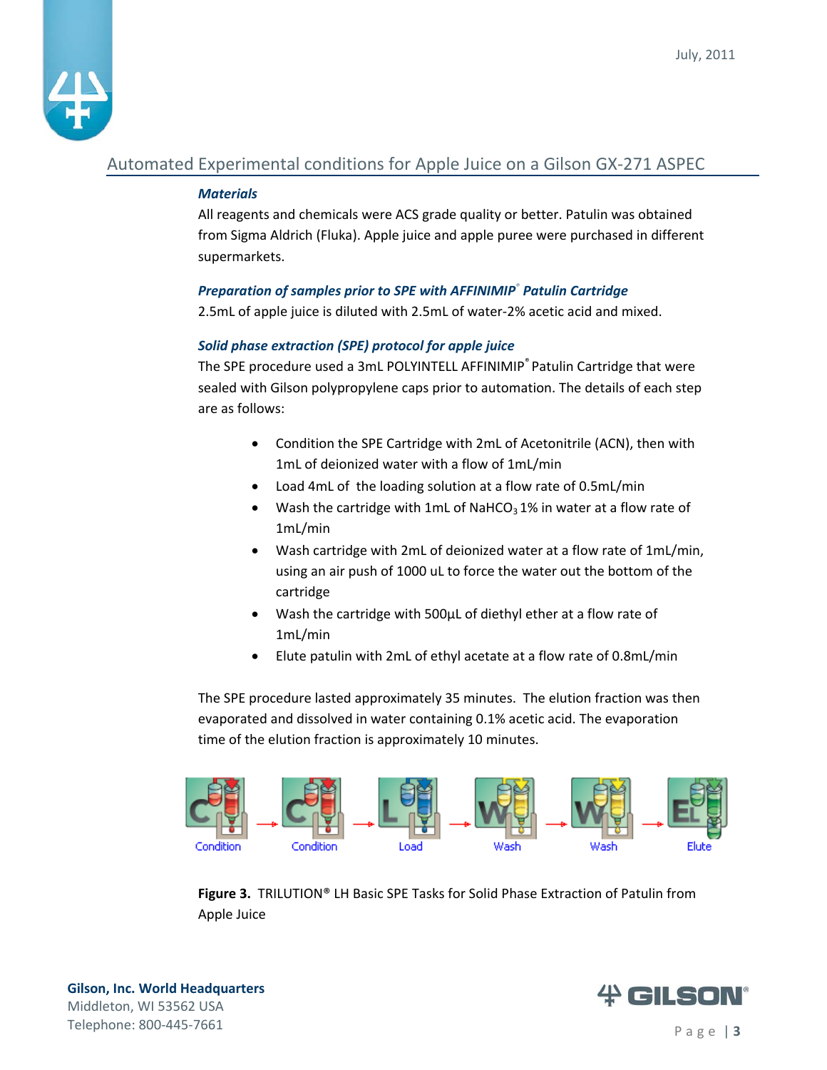## Automated Experimental conditions for Apple Juice on a Gilson GX-271 ASPEC

### *Materials*

All reagents and chemicals were ACS grade quality or better. Patulin was obtained from Sigma Aldrich (Fluka). Apple juice and apple puree were purchased in different supermarkets.

### *Preparation of samples prior to SPE with AFFINIMIP® Patulin Cartridge*

2.5mL of apple juice is diluted with 2.5mL of water-2% acetic acid and mixed.

### *Solid phase extraction (SPE) protocol for apple juice*

The SPE procedure used a 3mL POLYINTELL AFFINIMIP® Patulin Cartridge that were sealed with Gilson polypropylene caps prior to automation. The details of each step are as follows:

- Condition the SPE Cartridge with 2mL of Acetonitrile (ACN), then with 1mL of deionized water with a flow of 1mL/min
- Load 4mL of the loading solution at a flow rate of 0.5mL/min
- Wash the cartridge with 1mL of $NaHCO_3$ 1% in water at a flow rate of 1mL/min
- Wash cartridge with 2mL of deionized water at a flow rate of 1mL/min, using an air push of 1000 uL to force the water out the bottom of the cartridge
- Wash the cartridge with 500µL of diethyl ether at a flow rate of 1mL/min
- Elute patulin with 2mL of ethyl acetate at a flow rate of 0.8mL/min

The SPE procedure lasted approximately 35 minutes. The elution fraction was then evaporated and dissolved in water containing 0.1% acetic acid. The evaporation time of the elution fraction is approximately 10 minutes.

Condition → Condition → Load → Wash → Wash → Elute

**Figure 3.** TRILUTION® LH Basic SPE Tasks for Solid Phase Extraction of Patulin from Apple Juice

**Gilson, Inc. World Headquarters**
Middleton, WI 53562 USA
Telephone: 800-445-7661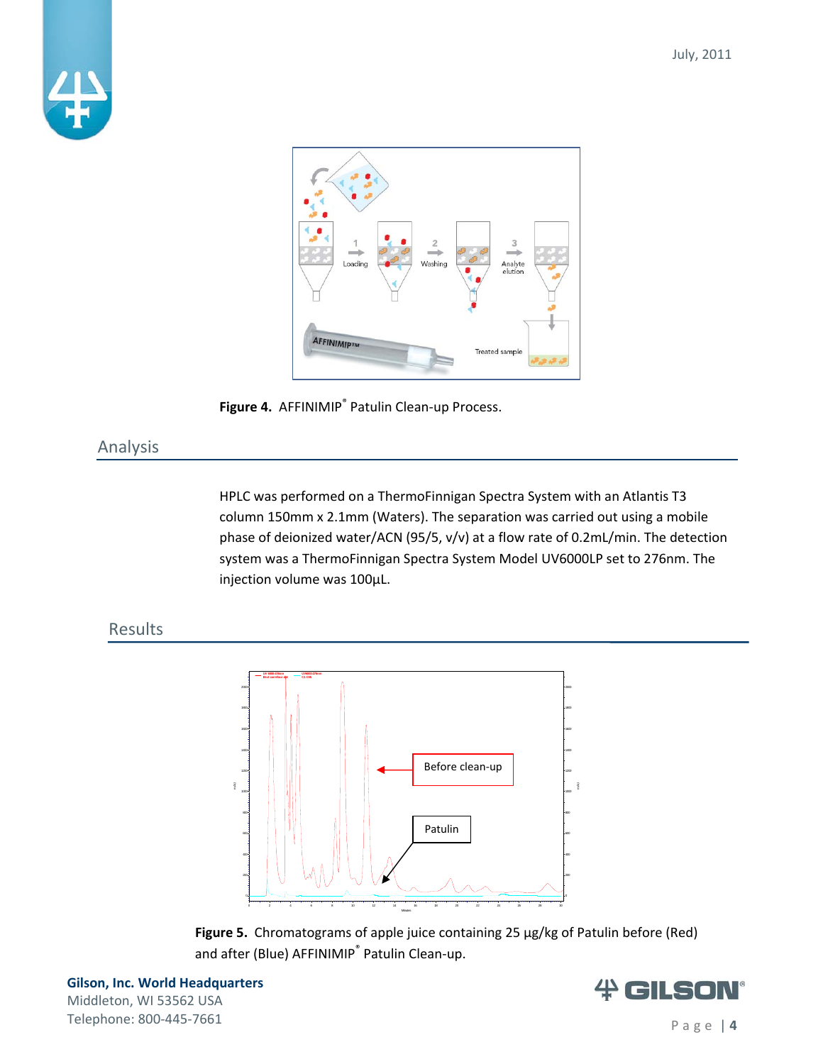Figure 4. AFFINIMIP® Patulin Clean-up Process.

## Analysis

HPLC was performed on a ThermoFinnigan Spectra System with an Atlantis T3 column 150mm x 2.1mm (Waters). The separation was carried out using a mobile phase of deionized water/ACN (95/5, v/v) at a flow rate of 0.2mL/min. The detection system was a ThermoFinnigan Spectra System Model UV6000LP set to 276nm. The injection volume was 100µL.

## Results

Before clean-up

Patulin

Figure 5. Chromatograms of apple juice containing 25 µg/kg of Patulin before (Red) and after (Blue) AFFINIMIP® Patulin Clean-up.

**Gilson, Inc. World Headquarters**
Middleton, WI 53562 USA
Telephone: 800-445-7661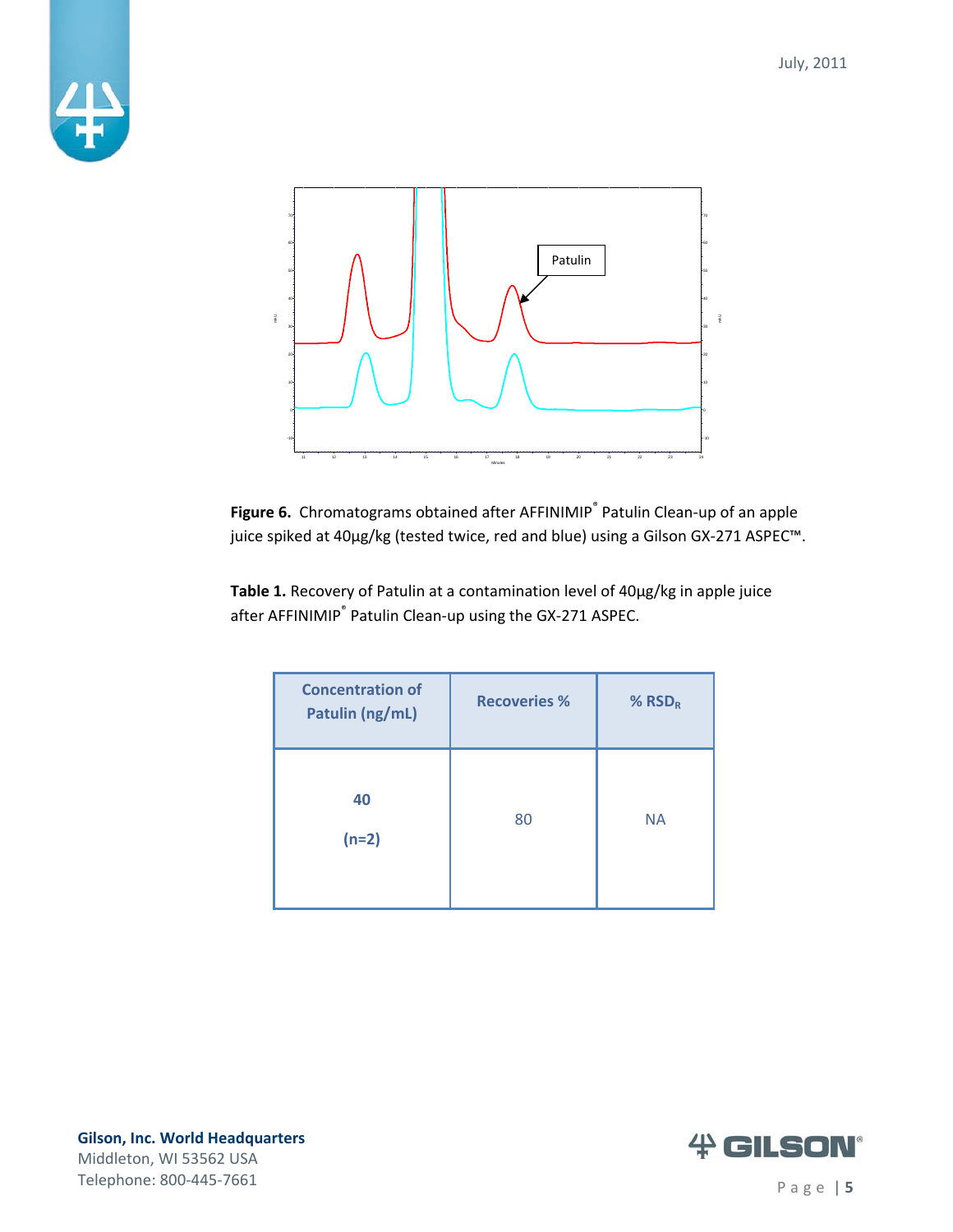Patulin

Figure 6. Chromatograms obtained after AFFINIMIP® Patulin Clean-up of an apple juice spiked at 40µg/kg (tested twice, red and blue) using a Gilson GX-271 ASPEC™.

**Table 1.** Recovery of Patulin at a contamination level of 40µg/kg in apple juice after AFFINIMIP® Patulin Clean-up using the GX-271 ASPEC.

| Concentration of Patulin (ng/mL) | Recoveries % | % $RSD_R$ |
|---|---|---|
| **40** **(n=2)** | 80 | NA |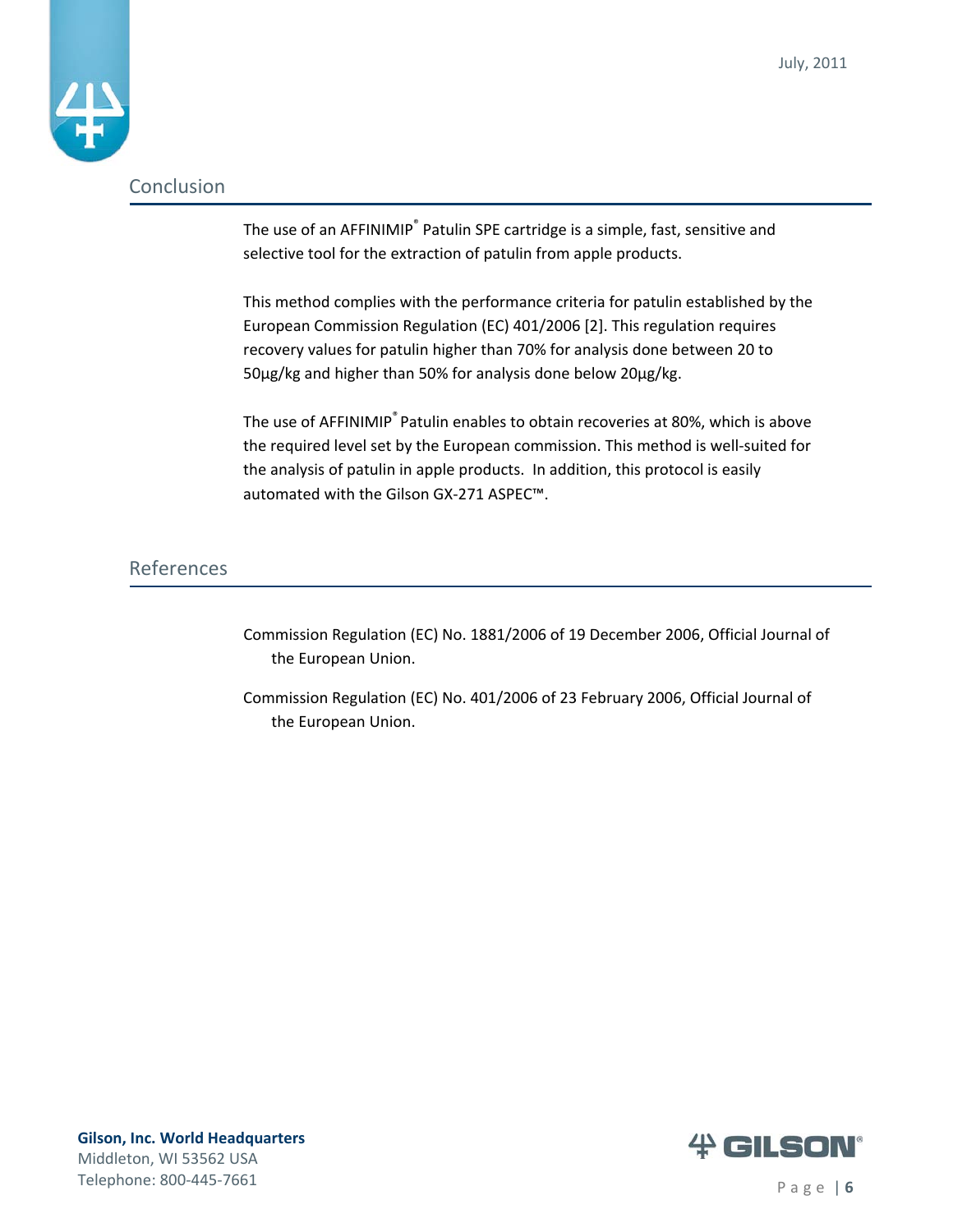## Conclusion

The use of an AFFINIMIP® Patulin SPE cartridge is a simple, fast, sensitive and selective tool for the extraction of patulin from apple products.

This method complies with the performance criteria for patulin established by the European Commission Regulation (EC) 401/2006 [2]. This regulation requires recovery values for patulin higher than 70% for analysis done between 20 to 50µg/kg and higher than 50% for analysis done below 20µg/kg.

The use of AFFINIMIP® Patulin enables to obtain recoveries at 80%, which is above the required level set by the European commission. This method is well-suited for the analysis of patulin in apple products. In addition, this protocol is easily automated with the Gilson GX-271 ASPEC™.

## References

Commission Regulation (EC) No. 1881/2006 of 19 December 2006, Official Journal of the European Union.

Commission Regulation (EC) No. 401/2006 of 23 February 2006, Official Journal of the European Union.

**Gilson, Inc. World Headquarters**
Middleton, WI 53562 USA
Telephone: 800-445-7661